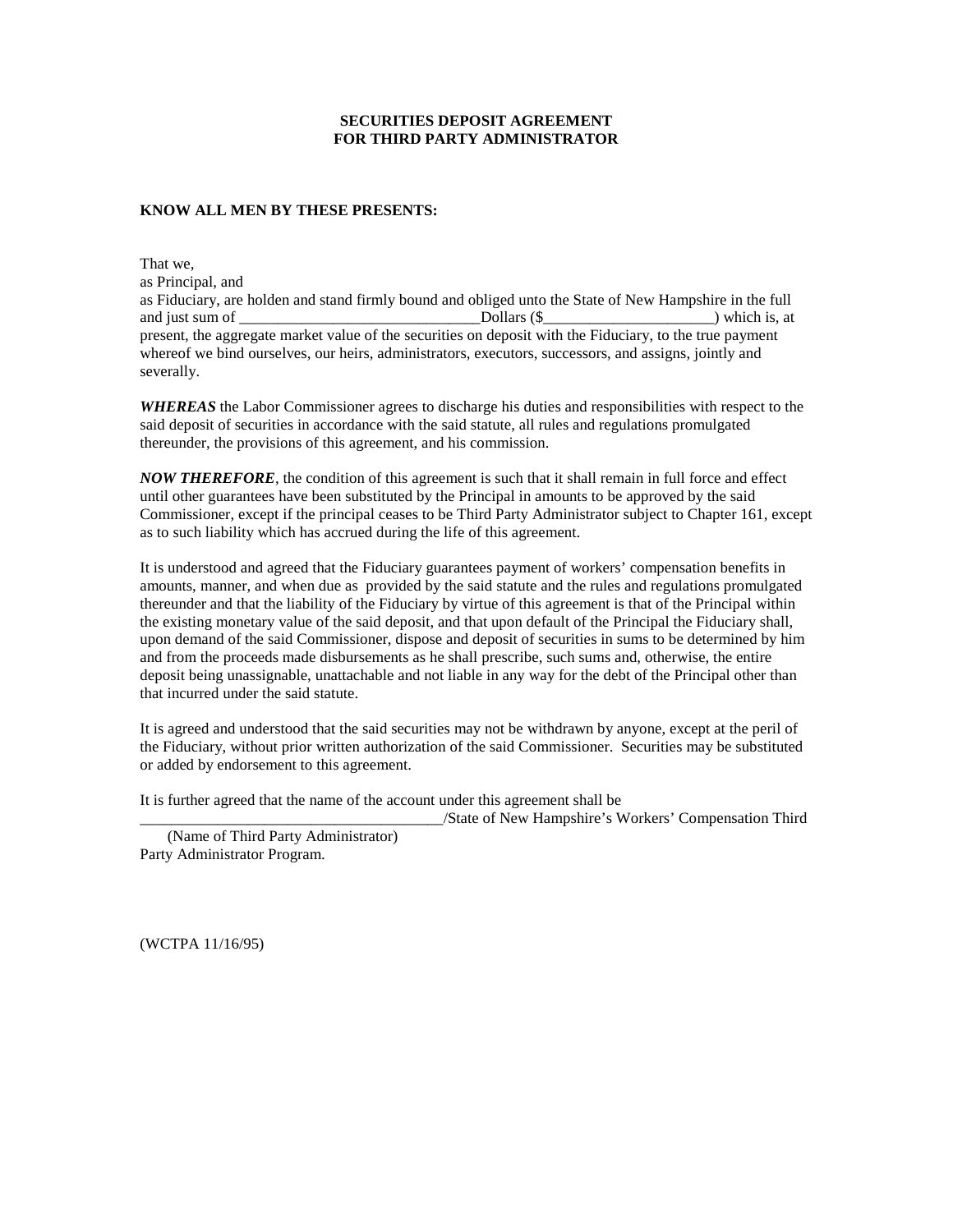**SECURITIES DEPOSIT AGREEMENT**
**FOR THIRD PARTY ADMINISTRATOR**

**KNOW ALL MEN BY THESE PRESENTS:**

That we,
as Principal, and
as Fiduciary, are holden and stand firmly bound and obliged unto the State of New Hampshire in the full and just sum of ______________________________Dollars ($_____________________) which is, at present, the aggregate market value of the securities on deposit with the Fiduciary, to the true payment whereof we bind ourselves, our heirs, administrators, executors, successors, and assigns, jointly and severally.

***WHEREAS*** the Labor Commissioner agrees to discharge his duties and responsibilities with respect to the said deposit of securities in accordance with the said statute, all rules and regulations promulgated thereunder, the provisions of this agreement, and his commission.

***NOW THEREFORE***, the condition of this agreement is such that it shall remain in full force and effect until other guarantees have been substituted by the Principal in amounts to be approved by the said Commissioner, except if the principal ceases to be Third Party Administrator subject to Chapter 161, except as to such liability which has accrued during the life of this agreement.

It is understood and agreed that the Fiduciary guarantees payment of workers' compensation benefits in amounts, manner, and when due as provided by the said statute and the rules and regulations promulgated thereunder and that the liability of the Fiduciary by virtue of this agreement is that of the Principal within the existing monetary value of the said deposit, and that upon default of the Principal the Fiduciary shall, upon demand of the said Commissioner, dispose and deposit of securities in sums to be determined by him and from the proceeds made disbursements as he shall prescribe, such sums and, otherwise, the entire deposit being unassignable, unattachable and not liable in any way for the debt of the Principal other than that incurred under the said statute.

It is agreed and understood that the said securities may not be withdrawn by anyone, except at the peril of the Fiduciary, without prior written authorization of the said Commissioner. Securities may be substituted or added by endorsement to this agreement.

It is further agreed that the name of the account under this agreement shall be
______________________________________/State of New Hampshire's Workers' Compensation Third
(Name of Third Party Administrator)
Party Administrator Program.

(WCTPA 11/16/95)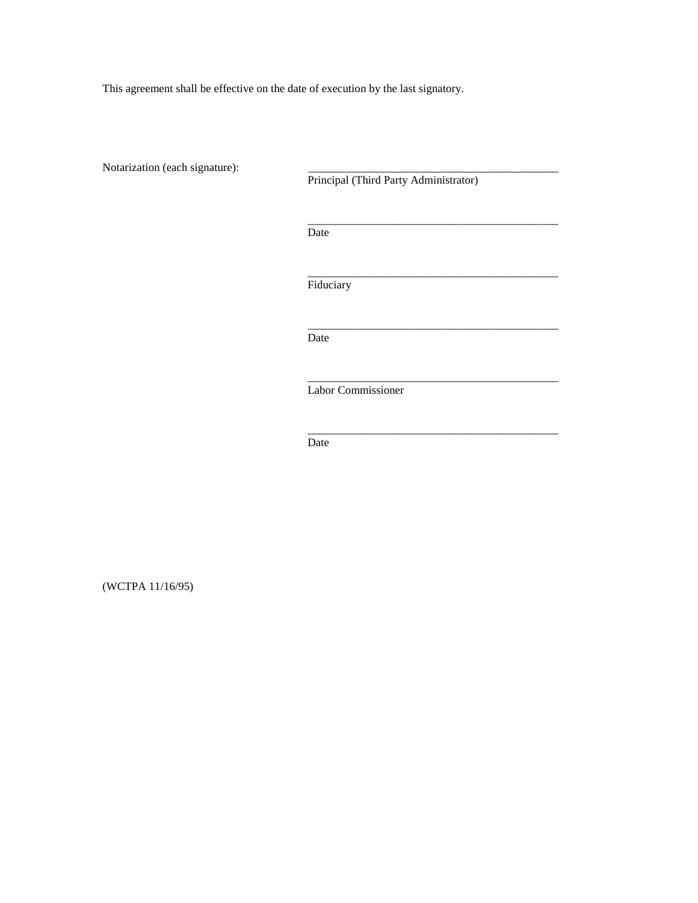This agreement shall be effective on the date of execution by the last signatory.

Notarization (each signature):

_____________________________________________
Principal (Third Party Administrator)

_____________________________________________
Date

_____________________________________________
Fiduciary

_____________________________________________
Date

_____________________________________________
Labor Commissioner

_____________________________________________
Date

(WCTPA 11/16/95)